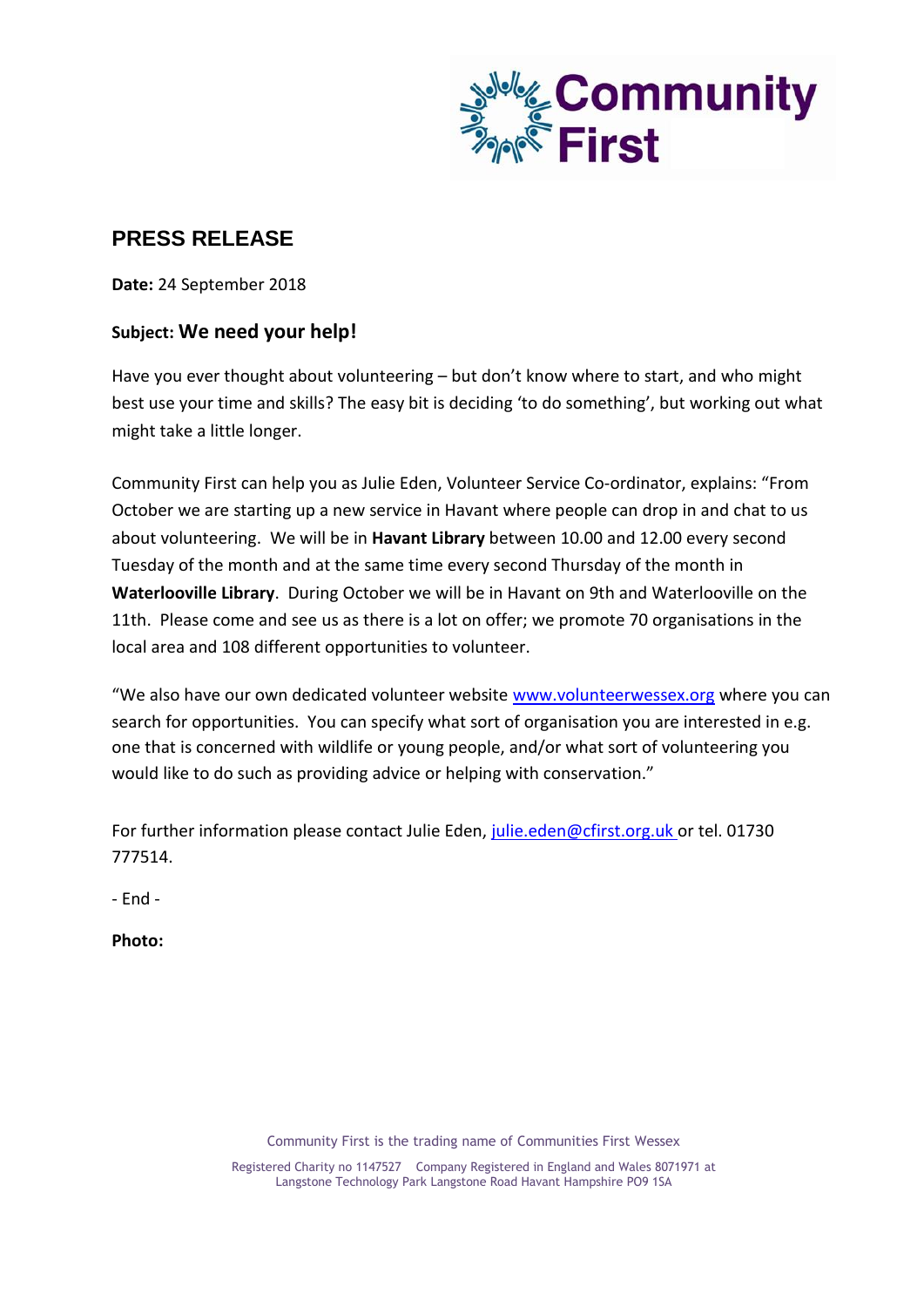Community First

# PRESS RELEASE

**Date:** 24 September 2018

**Subject: We need your help!**

Have you ever thought about volunteering – but don't know where to start, and who might best use your time and skills? The easy bit is deciding 'to do something', but working out what might take a little longer.

Community First can help you as Julie Eden, Volunteer Service Co-ordinator, explains: "From October we are starting up a new service in Havant where people can drop in and chat to us about volunteering. We will be in **Havant Library** between 10.00 and 12.00 every second Tuesday of the month and at the same time every second Thursday of the month in **Waterlooville Library**. During October we will be in Havant on 9th and Waterlooville on the 11th. Please come and see us as there is a lot on offer; we promote 70 organisations in the local area and 108 different opportunities to volunteer.

"We also have our own dedicated volunteer website www.volunteerwessex.org where you can search for opportunities. You can specify what sort of organisation you are interested in e.g. one that is concerned with wildlife or young people, and/or what sort of volunteering you would like to do such as providing advice or helping with conservation."

For further information please contact Julie Eden, julie.eden@cfirst.org.uk or tel. 01730 777514.

- End -

**Photo:**

Community First is the trading name of Communities First Wessex

Registered Charity no 1147527 Company Registered in England and Wales 8071971 at Langstone Technology Park Langstone Road Havant Hampshire PO9 1SA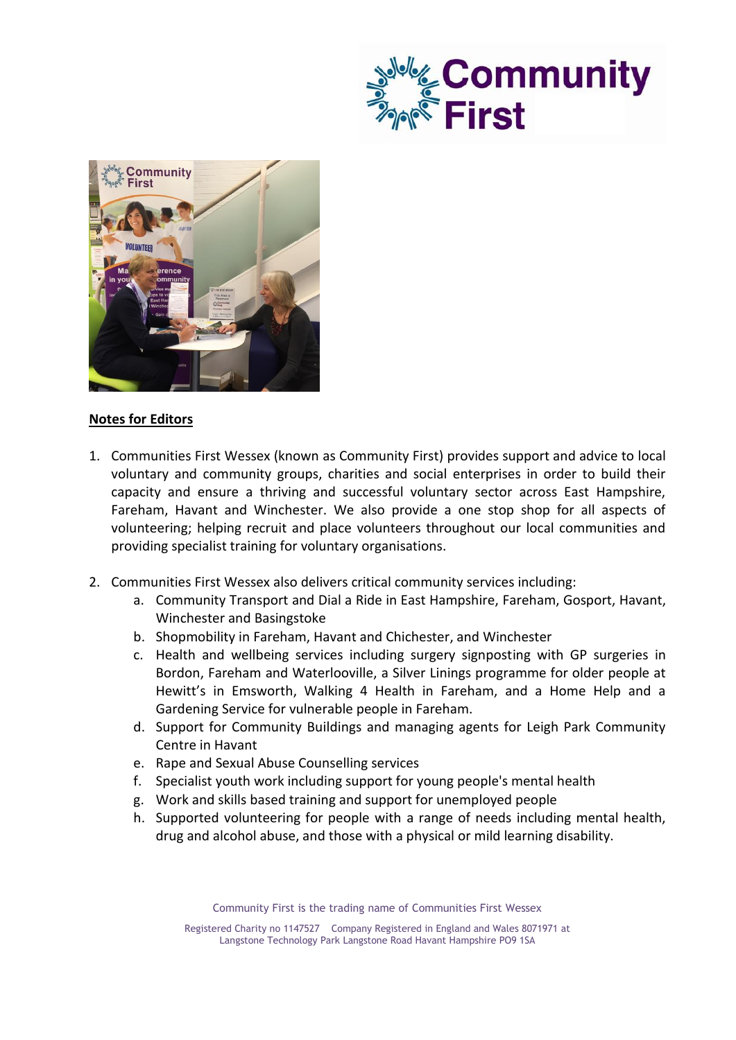## Notes for Editors

1. Communities First Wessex (known as Community First) provides support and advice to local voluntary and community groups, charities and social enterprises in order to build their capacity and ensure a thriving and successful voluntary sector across East Hampshire, Fareham, Havant and Winchester. We also provide a one stop shop for all aspects of volunteering; helping recruit and place volunteers throughout our local communities and providing specialist training for voluntary organisations.

2. Communities First Wessex also delivers critical community services including:
   a. Community Transport and Dial a Ride in East Hampshire, Fareham, Gosport, Havant, Winchester and Basingstoke
   b. Shopmobility in Fareham, Havant and Chichester, and Winchester
   c. Health and wellbeing services including surgery signposting with GP surgeries in Bordon, Fareham and Waterlooville, a Silver Linings programme for older people at Hewitt's in Emsworth, Walking 4 Health in Fareham, and a Home Help and a Gardening Service for vulnerable people in Fareham.
   d. Support for Community Buildings and managing agents for Leigh Park Community Centre in Havant
   e. Rape and Sexual Abuse Counselling services
   f. Specialist youth work including support for young people's mental health
   g. Work and skills based training and support for unemployed people
   h. Supported volunteering for people with a range of needs including mental health, drug and alcohol abuse, and those with a physical or mild learning disability.

Community First is the trading name of Communities First Wessex

Registered Charity no 1147527 Company Registered in England and Wales 8071971 at Langstone Technology Park Langstone Road Havant Hampshire PO9 1SA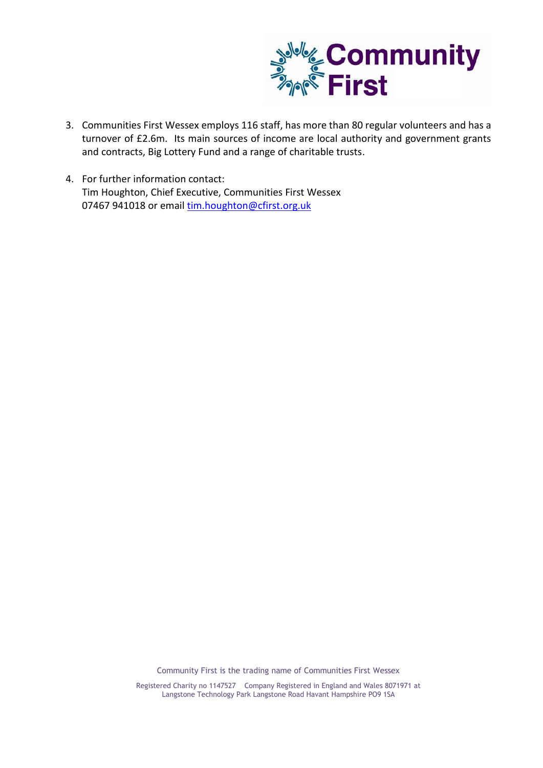3. Communities First Wessex employs 116 staff, has more than 80 regular volunteers and has a turnover of £2.6m. Its main sources of income are local authority and government grants and contracts, Big Lottery Fund and a range of charitable trusts.

4. For further information contact:
   Tim Houghton, Chief Executive, Communities First Wessex
   07467 941018 or email tim.houghton@cfirst.org.uk

Community First is the trading name of Communities First Wessex

Registered Charity no 1147527 Company Registered in England and Wales 8071971 at Langstone Technology Park Langstone Road Havant Hampshire PO9 1SA